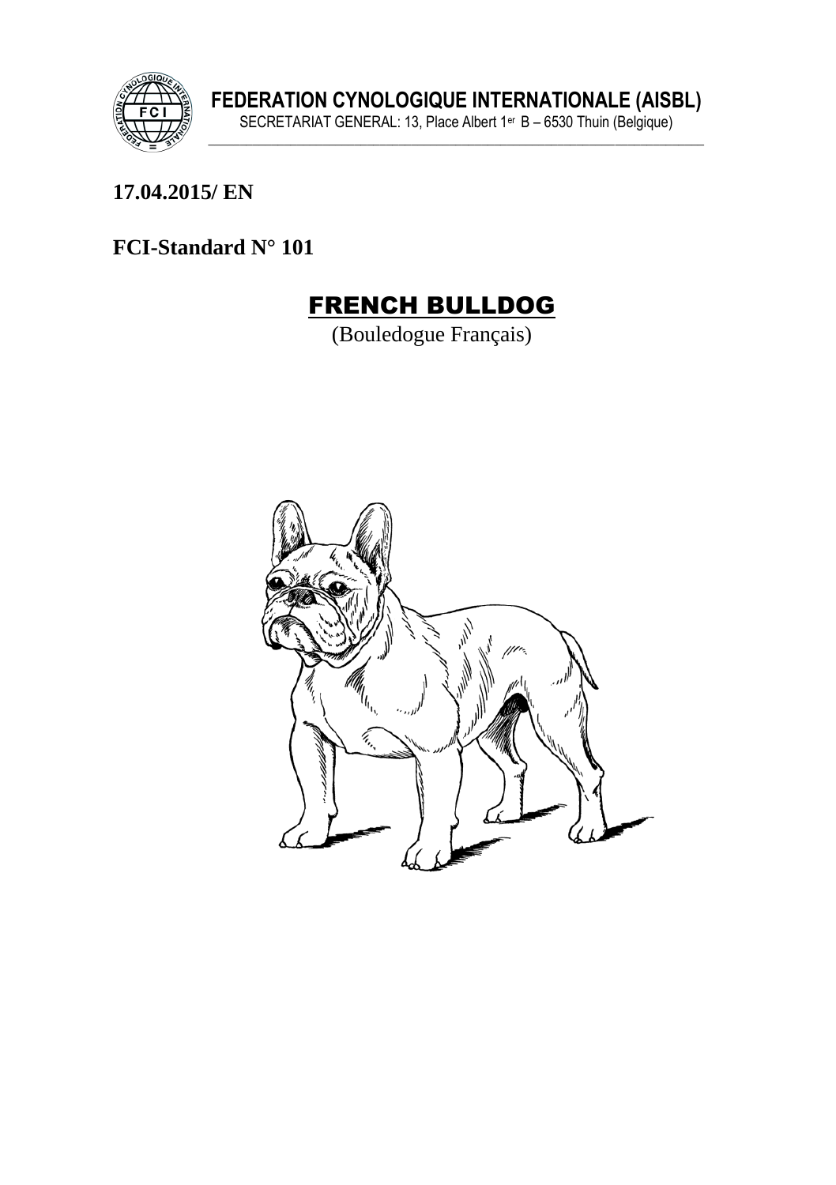**FEDERATION CYNOLOGIQUE INTERNATIONALE (AISBL)**

SECRETARIAT GENERAL: 13, Place Albert 1er B – 6530 Thuin (Belgique)

**17.04.2015/ EN**

**FCI-Standard N° 101**

# FRENCH BULLDOG

(Bouledogue Français)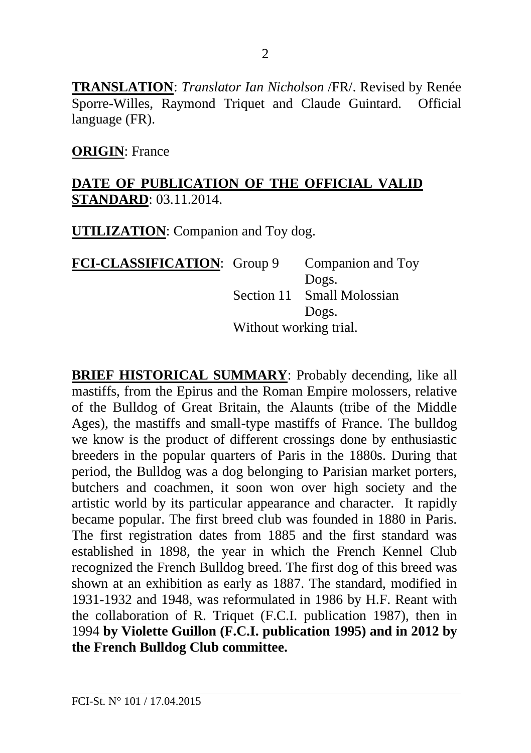**TRANSLATION**: *Translator Ian Nicholson* /FR/. Revised by Renée Sporre-Willes, Raymond Triquet and Claude Guintard. Official language (FR).

**ORIGIN**: France

**DATE OF PUBLICATION OF THE OFFICIAL VALID STANDARD**: 03.11.2014.

**UTILIZATION**: Companion and Toy dog.

**FCI-CLASSIFICATION**: Group 9 Companion and Toy Dogs.
Section 11 Small Molossian Dogs.
Without working trial.

**BRIEF HISTORICAL SUMMARY**: Probably decending, like all mastiffs, from the Epirus and the Roman Empire molossers, relative of the Bulldog of Great Britain, the Alaunts (tribe of the Middle Ages), the mastiffs and small-type mastiffs of France. The bulldog we know is the product of different crossings done by enthusiastic breeders in the popular quarters of Paris in the 1880s. During that period, the Bulldog was a dog belonging to Parisian market porters, butchers and coachmen, it soon won over high society and the artistic world by its particular appearance and character. It rapidly became popular. The first breed club was founded in 1880 in Paris. The first registration dates from 1885 and the first standard was established in 1898, the year in which the French Kennel Club recognized the French Bulldog breed. The first dog of this breed was shown at an exhibition as early as 1887. The standard, modified in 1931-1932 and 1948, was reformulated in 1986 by H.F. Reant with the collaboration of R. Triquet (F.C.I. publication 1987), then in 1994 **by Violette Guillon (F.C.I. publication 1995) and in 2012 by the French Bulldog Club committee.**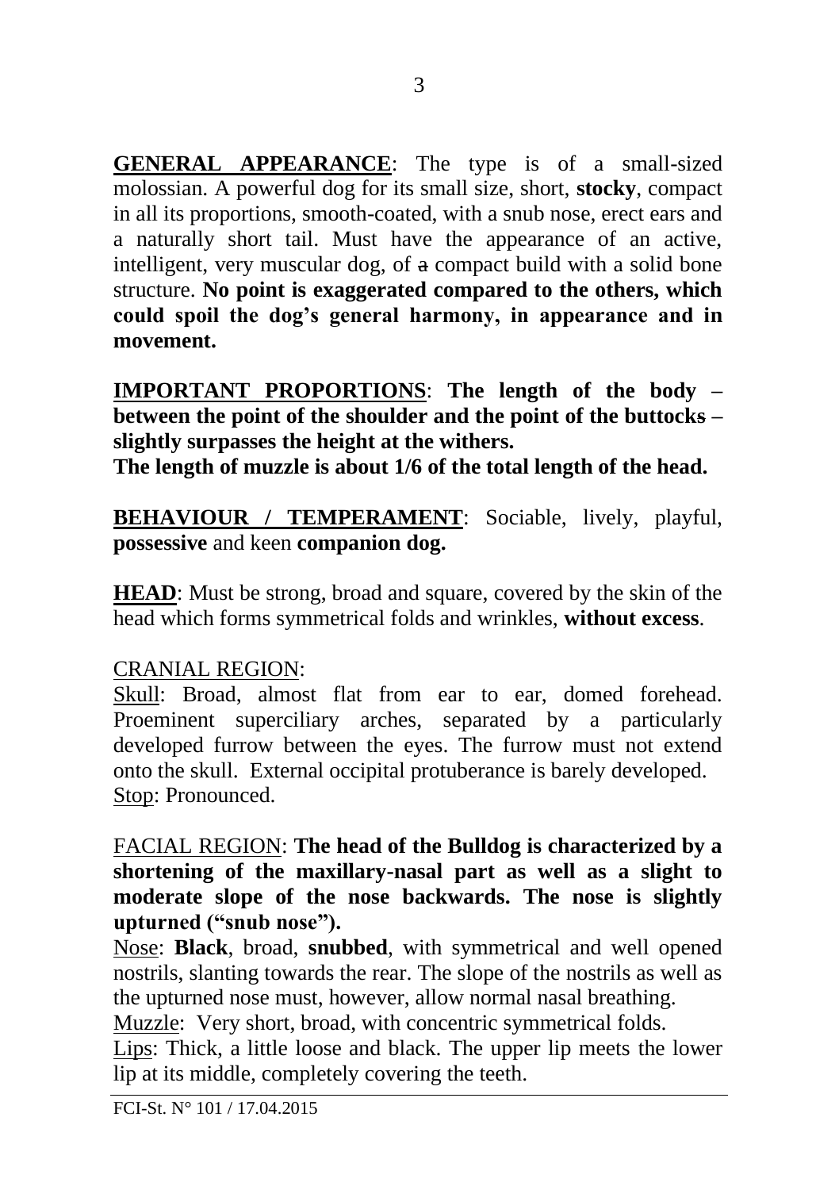**GENERAL APPEARANCE**: The type is of a small-sized molossian. A powerful dog for its small size, short, **stocky**, compact in all its proportions, smooth-coated, with a snub nose, erect ears and a naturally short tail. Must have the appearance of an active, intelligent, very muscular dog, of ~~a~~ compact build with a solid bone structure. **No point is exaggerated compared to the others, which could spoil the dog's general harmony, in appearance and in movement.**

**IMPORTANT PROPORTIONS**: **The length of the body – between the point of the shoulder and the point of the buttocks – slightly surpasses the height at the withers.**
**The length of muzzle is about 1/6 of the total length of the head.**

**BEHAVIOUR / TEMPERAMENT**: Sociable, lively, playful, **possessive** and keen **companion dog.**

**HEAD**: Must be strong, broad and square, covered by the skin of the head which forms symmetrical folds and wrinkles, **without excess**.

CRANIAL REGION:
Skull: Broad, almost flat from ear to ear, domed forehead. Proeminent superciliary arches, separated by a particularly developed furrow between the eyes. The furrow must not extend onto the skull. External occipital protuberance is barely developed.
Stop: Pronounced.

FACIAL REGION: **The head of the Bulldog is characterized by a shortening of the maxillary-nasal part as well as a slight to moderate slope of the nose backwards. The nose is slightly upturned ("snub nose").**
Nose: **Black**, broad, **snubbed**, with symmetrical and well opened nostrils, slanting towards the rear. The slope of the nostrils as well as the upturned nose must, however, allow normal nasal breathing.
Muzzle: Very short, broad, with concentric symmetrical folds.
Lips: Thick, a little loose and black. The upper lip meets the lower lip at its middle, completely covering the teeth.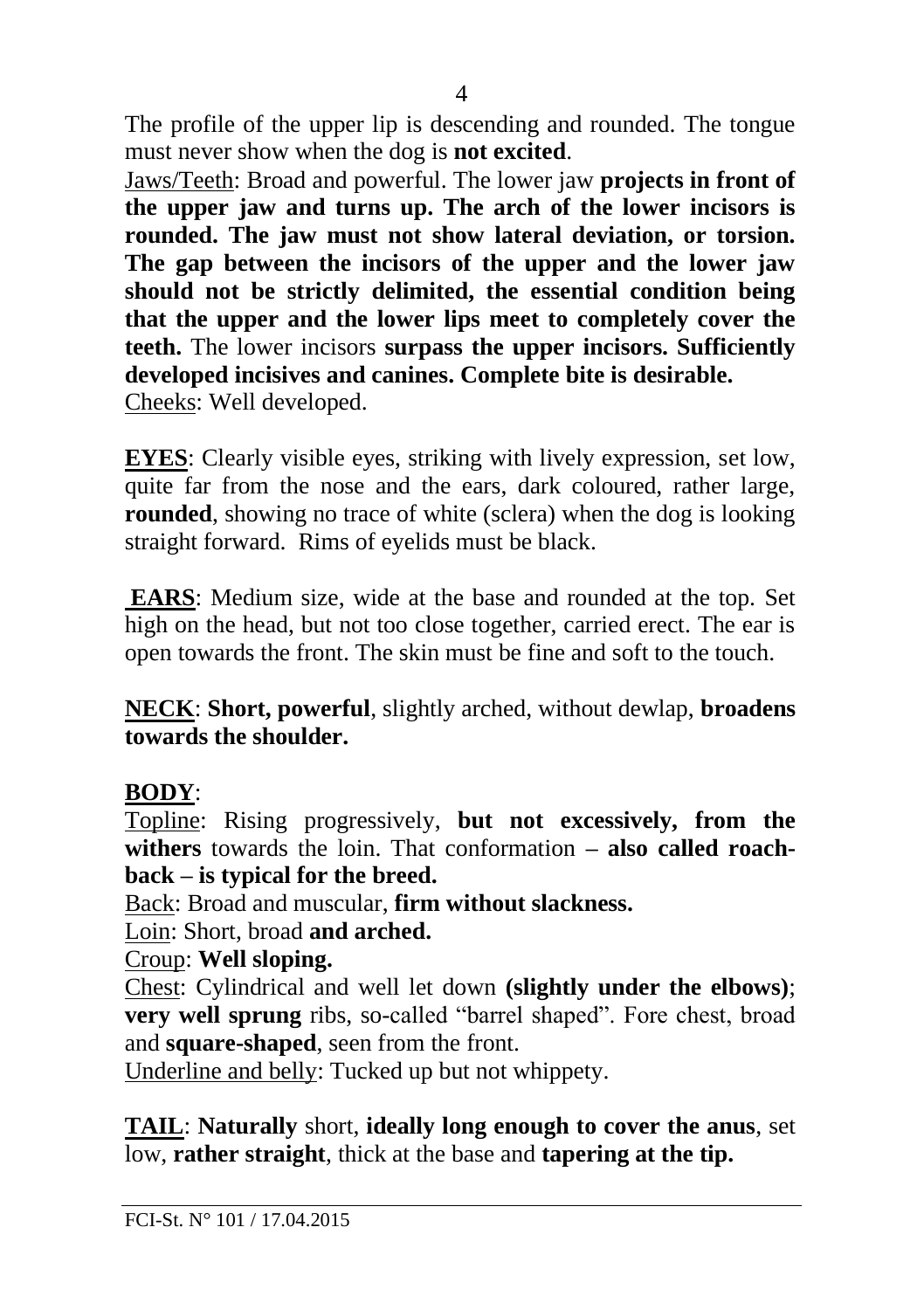The profile of the upper lip is descending and rounded. The tongue must never show when the dog is **not excited**.

Jaws/Teeth: Broad and powerful. The lower jaw **projects in front of the upper jaw and turns up. The arch of the lower incisors is rounded. The jaw must not show lateral deviation, or torsion. The gap between the incisors of the upper and the lower jaw should not be strictly delimited, the essential condition being that the upper and the lower lips meet to completely cover the teeth.** The lower incisors **surpass the upper incisors. Sufficiently developed incisives and canines. Complete bite is desirable.**

Cheeks: Well developed.

**EYES**: Clearly visible eyes, striking with lively expression, set low, quite far from the nose and the ears, dark coloured, rather large, **rounded**, showing no trace of white (sclera) when the dog is looking straight forward. Rims of eyelids must be black.

**EARS**: Medium size, wide at the base and rounded at the top. Set high on the head, but not too close together, carried erect. The ear is open towards the front. The skin must be fine and soft to the touch.

**NECK**: **Short, powerful**, slightly arched, without dewlap, **broadens towards the shoulder.**

**BODY**:

Topline: Rising progressively, **but not excessively, from the withers** towards the loin. That conformation **– also called roach-back – is typical for the breed.**

Back: Broad and muscular, **firm without slackness.**

Loin: Short, broad **and arched.**

Croup: **Well sloping.**

Chest: Cylindrical and well let down **(slightly under the elbows)**; **very well sprung** ribs, so-called "barrel shaped". Fore chest, broad and **square-shaped**, seen from the front.

Underline and belly: Tucked up but not whippety.

**TAIL**: **Naturally** short, **ideally long enough to cover the anus**, set low, **rather straight**, thick at the base and **tapering at the tip.**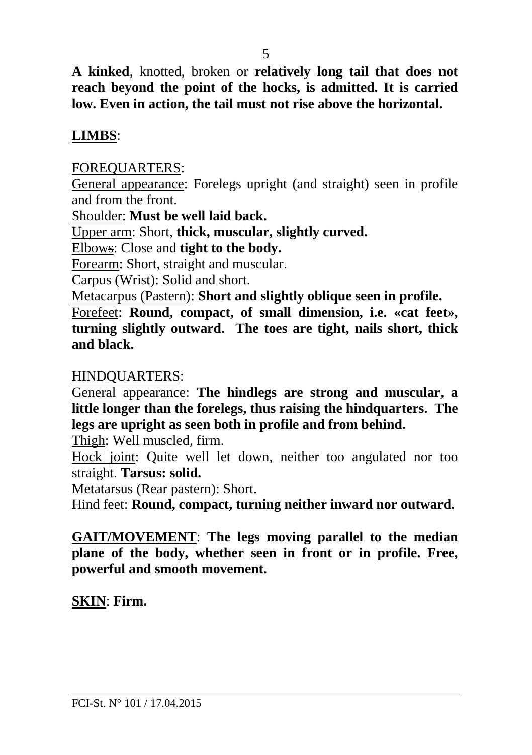**A kinked**, knotted, broken or **relatively long tail that does not reach beyond the point of the hocks, is admitted. It is carried low. Even in action, the tail must not rise above the horizontal.**

**LIMBS**:

FOREQUARTERS:

General appearance: Forelegs upright (and straight) seen in profile and from the front.

Shoulder: **Must be well laid back.**

Upper arm: Short, **thick, muscular, slightly curved.**

Elbows: Close and **tight to the body.**

Forearm: Short, straight and muscular.

Carpus (Wrist): Solid and short.

Metacarpus (Pastern): **Short and slightly oblique seen in profile.**

Forefeet: **Round, compact, of small dimension, i.e. «cat feet», turning slightly outward. The toes are tight, nails short, thick and black.**

HINDQUARTERS:

General appearance: **The hindlegs are strong and muscular, a little longer than the forelegs, thus raising the hindquarters. The legs are upright as seen both in profile and from behind.**

Thigh: Well muscled, firm.

Hock joint: Quite well let down, neither too angulated nor too straight. **Tarsus: solid.**

Metatarsus (Rear pastern): Short.

Hind feet: **Round, compact, turning neither inward nor outward.**

**GAIT/MOVEMENT**: **The legs moving parallel to the median plane of the body, whether seen in front or in profile. Free, powerful and smooth movement.**

**SKIN**: **Firm.**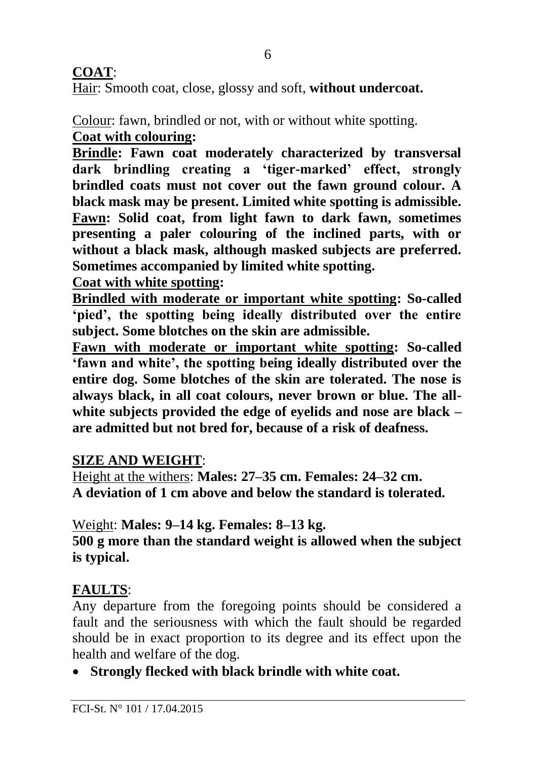**COAT**:

<u>Hair</u>: Smooth coat, close, glossy and soft, **without undercoat.**

<u>Colour</u>: fawn, brindled or not, with or without white spotting.

**<u>Coat with colouring</u>:**

**<u>Brindle</u>: Fawn coat moderately characterized by transversal dark brindling creating a 'tiger-marked' effect, strongly brindled coats must not cover out the fawn ground colour. A black mask may be present. Limited white spotting is admissible.**

**<u>Fawn</u>: Solid coat, from light fawn to dark fawn, sometimes presenting a paler colouring of the inclined parts, with or without a black mask, although masked subjects are preferred. Sometimes accompanied by limited white spotting.**

**<u>Coat with white spotting</u>:**

**<u>Brindled with moderate or important white spotting</u>: So-called 'pied', the spotting being ideally distributed over the entire subject. Some blotches on the skin are admissible.**

**<u>Fawn with moderate or important white spotting</u>: So-called 'fawn and white', the spotting being ideally distributed over the entire dog. Some blotches of the skin are tolerated. The nose is always black, in all coat colours, never brown or blue. The all-white subjects provided the edge of eyelids and nose are black – are admitted but not bred for, because of a risk of deafness.**

**SIZE AND WEIGHT**:

<u>Height at the withers</u>: **Males: 27–35 cm. Females: 24–32 cm.**
**A deviation of 1 cm above and below the standard is tolerated.**

<u>Weight</u>: **Males: 9–14 kg. Females: 8–13 kg.**
**500 g more than the standard weight is allowed when the subject is typical.**

**FAULTS**:

Any departure from the foregoing points should be considered a fault and the seriousness with which the fault should be regarded should be in exact proportion to its degree and its effect upon the health and welfare of the dog.

- **Strongly flecked with black brindle with white coat.**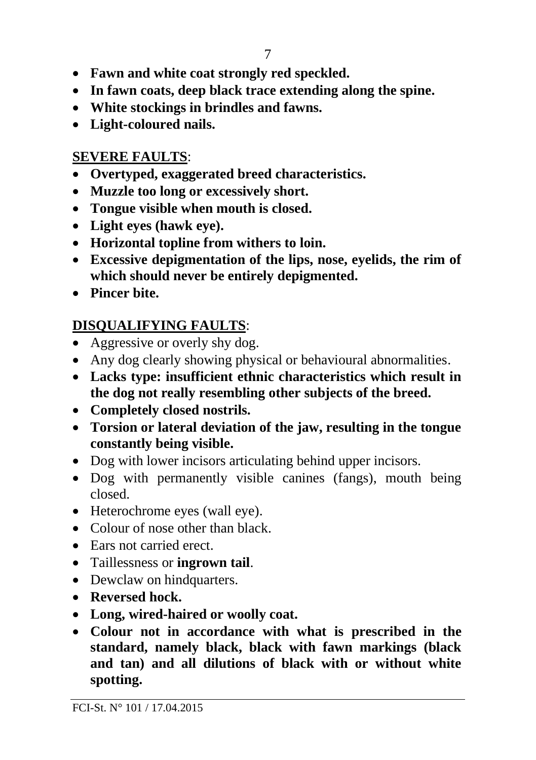- **Fawn and white coat strongly red speckled.**
- **In fawn coats, deep black trace extending along the spine.**
- **White stockings in brindles and fawns.**
- **Light-coloured nails.**

**SEVERE FAULTS**:

- **Overtyped, exaggerated breed characteristics.**
- **Muzzle too long or excessively short.**
- **Tongue visible when mouth is closed.**
- **Light eyes (hawk eye).**
- **Horizontal topline from withers to loin.**
- **Excessive depigmentation of the lips, nose, eyelids, the rim of which should never be entirely depigmented.**
- **Pincer bite.**

**DISQUALIFYING FAULTS**:

- Aggressive or overly shy dog.
- Any dog clearly showing physical or behavioural abnormalities.
- **Lacks type: insufficient ethnic characteristics which result in the dog not really resembling other subjects of the breed.**
- **Completely closed nostrils.**
- **Torsion or lateral deviation of the jaw, resulting in the tongue constantly being visible.**
- Dog with lower incisors articulating behind upper incisors.
- Dog with permanently visible canines (fangs), mouth being closed.
- Heterochrome eyes (wall eye).
- Colour of nose other than black.
- Ears not carried erect.
- Taillessness or **ingrown tail**.
- Dewclaw on hindquarters.
- **Reversed hock.**
- **Long, wired-haired or woolly coat.**
- **Colour not in accordance with what is prescribed in the standard, namely black, black with fawn markings (black and tan) and all dilutions of black with or without white spotting.**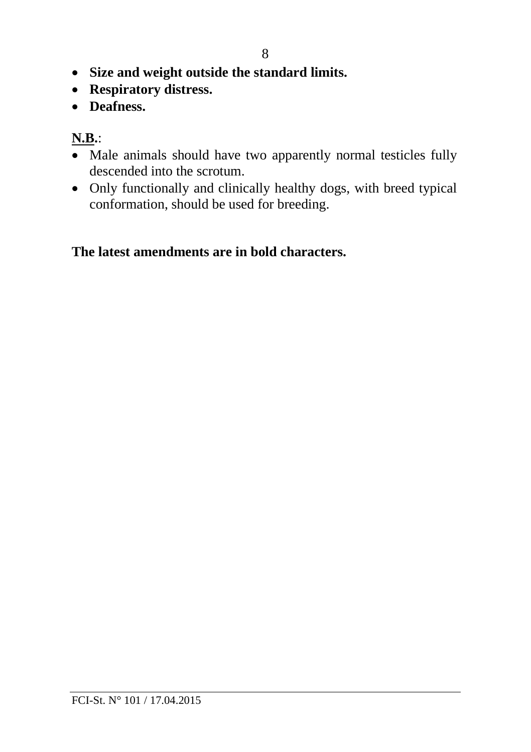- **Size and weight outside the standard limits.**
- **Respiratory distress.**
- **Deafness.**

**N.B.**:

- Male animals should have two apparently normal testicles fully descended into the scrotum.
- Only functionally and clinically healthy dogs, with breed typical conformation, should be used for breeding.

**The latest amendments are in bold characters.**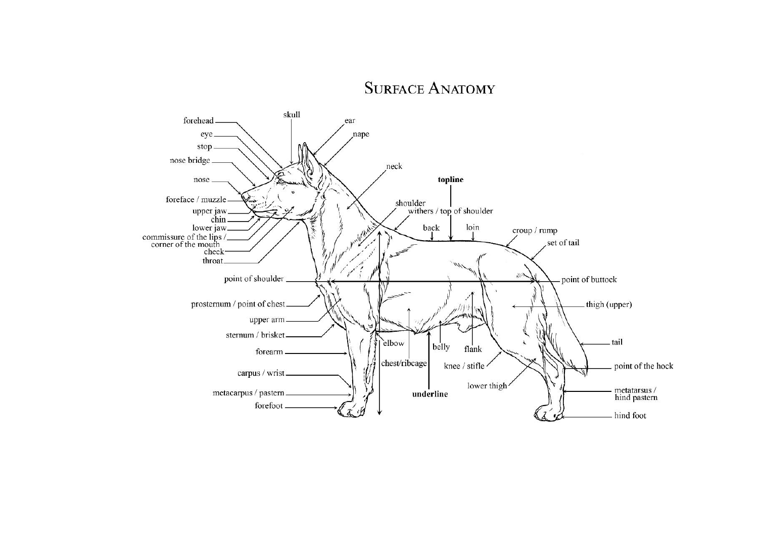# Surface Anatomy

forehead
eye
stop
nose bridge
nose
foreface / muzzle
upper jaw
chin
lower jaw
commissure of the lips / corner of the mouth
cheek
throat
skull
ear
nape
neck
topline
shoulder
withers / top of shoulder
back
loin
croup / rump
set of tail
point of shoulder
point of buttock
prosternum / point of chest
thigh (upper)
upper arm
sternum / brisket
elbow
belly
flank
tail
forearm
chest/ribcage
knee / stifle
point of the hock
carpus / wrist
lower thigh
metacarpus / pastern
underline
metatarsus / hind pastern
forefoot
hind foot